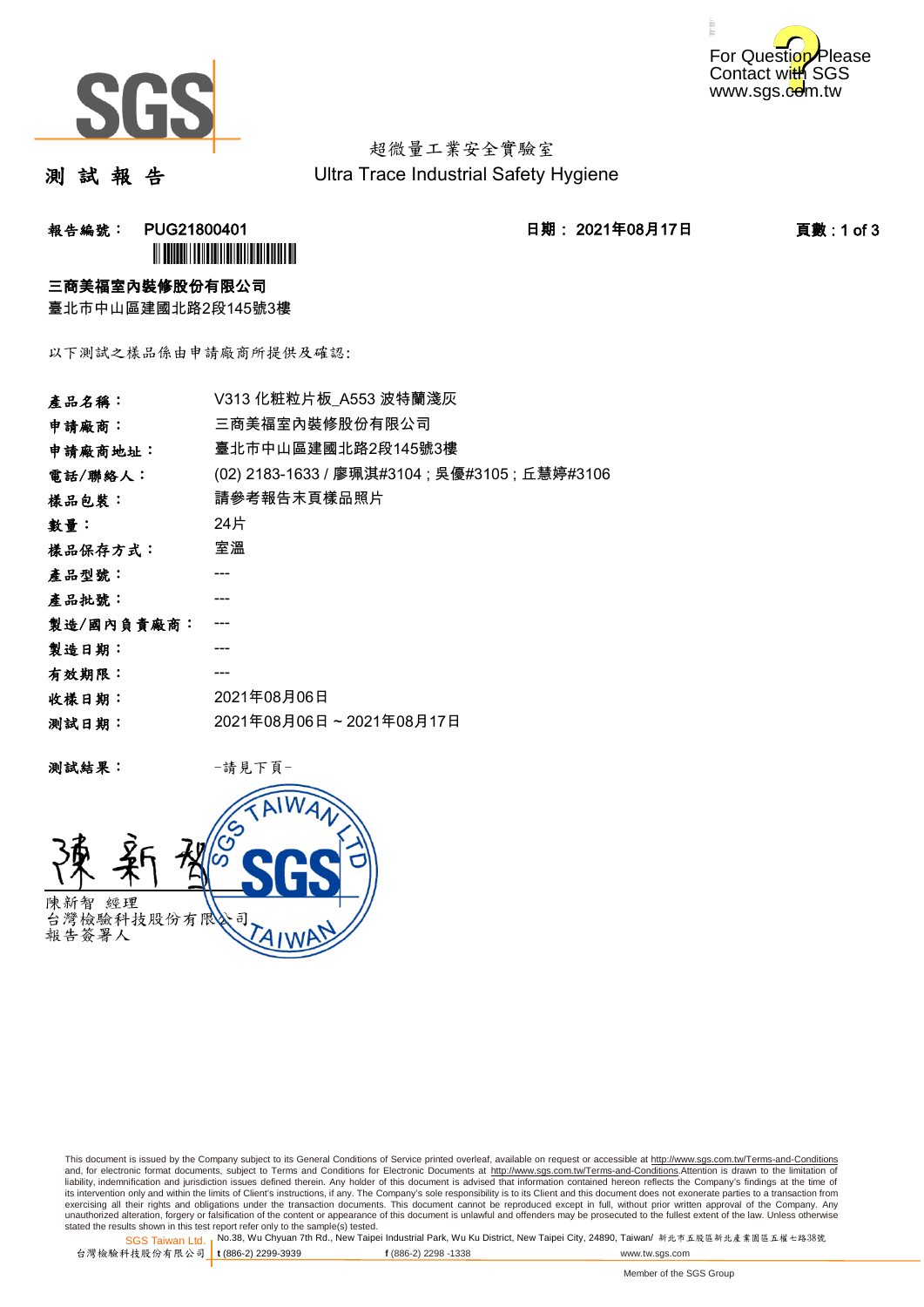超微量工業安全實驗室
Ultra Trace Industrial Safety Hygiene

# 測 試 報 告

**報告編號： PUG21800401**　　**日期： 2021年08月17日**

**三商美福室內裝修股份有限公司**
臺北市中山區建國北路2段145號3樓

以下測試之樣品係由申請廠商所提供及確認:

| | |
|---|---|
| **產品名稱：** | V313 化粧粒片板_A553 波特蘭淺灰 |
| **申請廠商：** | 三商美福室內裝修股份有限公司 |
| **申請廠商地址：** | 臺北市中山區建國北路2段145號3樓 |
| **電話/聯絡人：** | (02) 2183-1633 / 廖珮淇#3104 ; 吳優#3105 ; 丘慧婷#3106 |
| **樣品包裝：** | 請參考報告末頁樣品照片 |
| **數量：** | 24片 |
| **樣品保存方式：** | 室溫 |
| **產品型號：** | --- |
| **產品批號：** | --- |
| **製造/國內負責廠商：** | --- |
| **製造日期：** | --- |
| **有效期限：** | --- |
| **收樣日期：** | 2021年08月06日 |
| **測試日期：** | 2021年08月06日 ~ 2021年08月17日 |

**測試結果：** -請見下頁-

陳新智 經理
台灣檢驗科技股份有限公司
報告簽署人

This document is issued by the Company subject to its General Conditions of Service printed overleaf, available on request or accessible at http://www.sgs.com.tw/Terms-and-Conditions and, for electronic format documents, subject to Terms and Conditions for Electronic Documents at http://www.sgs.com.tw/Terms-and-Conditions.Attention is drawn to the limitation of liability, indemnification and jurisdiction issues defined therein. Any holder of this document is advised that information contained hereon reflects the Company's findings at the time of its intervention only and within the limits of Client's instructions, if any. The Company's sole responsibility is to its Client and this document does not exonerate parties to a transaction from exercising all their rights and obligations under the transaction documents. This document cannot be reproduced except in full, without prior written approval of the Company. Any unauthorized alteration, forgery or falsification of the content or appearance of this document is unlawful and offenders may be prosecuted to the fullest extent of the law. Unless otherwise stated the results shown in this test report refer only to the sample(s) tested.

SGS Taiwan Ltd. 台灣檢驗科技股份有限公司 | No.38, Wu Chyuan 7th Rd., New Taipei Industrial Park, Wu Ku District, New Taipei City, 24890, Taiwan/ 新北市五股區新北產業園區五權七路38號 | t (886-2) 2299-3939 | f (886-2) 2298 -1338 | www.tw.sgs.com

Member of the SGS Group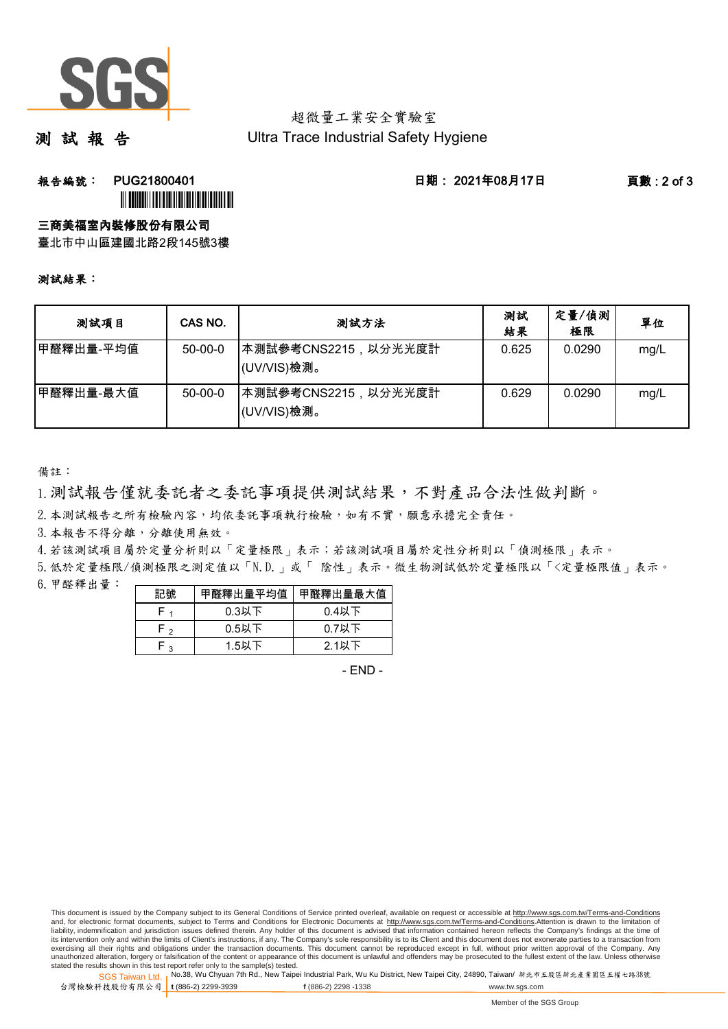超微量工業安全實驗室
Ultra Trace Industrial Safety Hygiene

# 測 試 報 告

**報告編號： PUG21800401** **日期： 2021年08月17日**

**三商美福室內裝修股份有限公司**
臺北市中山區建國北路2段145號3樓

**測試結果：**

| 測試項目 | CAS NO. | 測試方法 | 測試結果 | 定量/偵測極限 | 單位 |
|---|---|---|---|---|---|
| 甲醛釋出量-平均值 | 50-00-0 | 本測試參考CNS2215，以分光光度計(UV/VIS)檢測。 | 0.625 | 0.0290 | mg/L |
| 甲醛釋出量-最大值 | 50-00-0 | 本測試參考CNS2215，以分光光度計(UV/VIS)檢測。 | 0.629 | 0.0290 | mg/L |

備註：

1. 測試報告僅就委託者之委託事項提供測試結果，不對產品合法性做判斷。
2. 本測試報告之所有檢驗內容，均依委託事項執行檢驗，如有不實，願意承擔完全責任。
3. 本報告不得分離，分離使用無效。
4. 若該測試項目屬於定量分析則以「定量極限」表示；若該測試項目屬於定性分析則以「偵測極限」表示。
5. 低於定量極限/偵測極限之測定值以「N.D.」或「 陰性」表示。微生物測試低於定量極限以「<定量極限值」表示。
6. 甲醛釋出量：

| 記號 | 甲醛釋出量平均值 | 甲醛釋出量最大值 |
|---|---|---|
| $F_1$ | 0.3以下 | 0.4以下 |
| $F_2$ | 0.5以下 | 0.7以下 |
| $F_3$ | 1.5以下 | 2.1以下 |

- END -

This document is issued by the Company subject to its General Conditions of Service printed overleaf, available on request or accessible at http://www.sgs.com.tw/Terms-and-Conditions and, for electronic format documents, subject to Terms and Conditions for Electronic Documents at http://www.sgs.com.tw/Terms-and-Conditions.Attention is drawn to the limitation of liability, indemnification and jurisdiction issues defined therein. Any holder of this document is advised that information contained hereon reflects the Company's findings at the time of its intervention only and within the limits of Client's instructions, if any. The Company's sole responsibility is to its Client and this document does not exonerate parties to a transaction from exercising all their rights and obligations under the transaction documents. This document cannot be reproduced except in full, without prior written approval of the Company. Any unauthorized alteration, forgery or falsification of the content or appearance of this document is unlawful and offenders may be prosecuted to the fullest extent of the law. Unless otherwise stated the results shown in this test report refer only to the sample(s) tested.

SGS Taiwan Ltd. 台灣檢驗科技股份有限公司 | No.38, Wu Chyuan 7th Rd., New Taipei Industrial Park, Wu Ku District, New Taipei City, 24890, Taiwan/ 新北市五股區新北產業園區五權七路38號 | t (886-2) 2299-3939 f (886-2) 2298 -1338 www.tw.sgs.com

Member of the SGS Group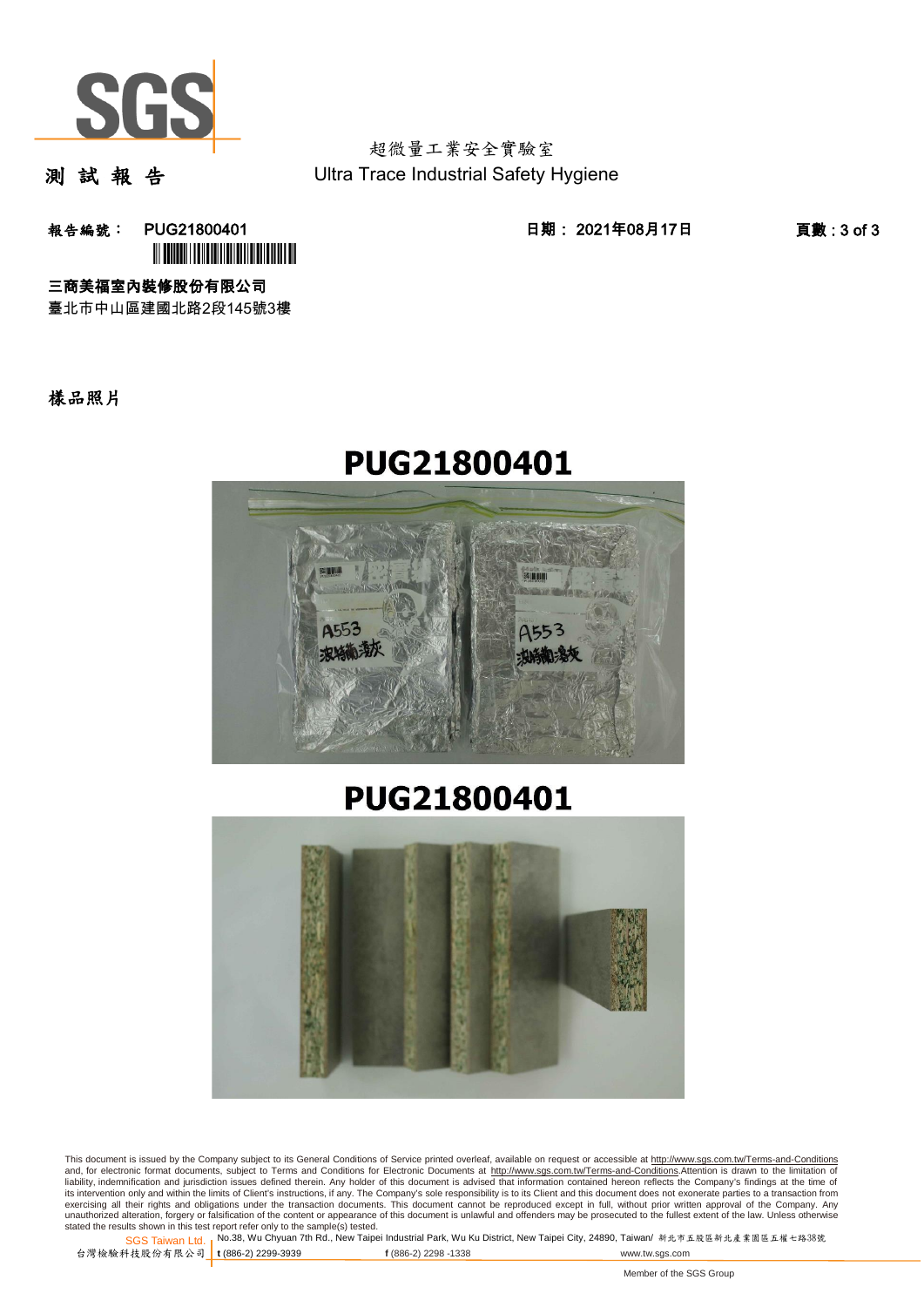# 測 試 報 告

超微量工業安全實驗室
Ultra Trace Industrial Safety Hygiene

**報告編號：** PUG21800401 **日期：** 2021年08月17日

**三商美福室內裝修股份有限公司**
臺北市中山區建國北路2段145號3樓

**樣品照片**

PUG21800401

PUG21800401

This document is issued by the Company subject to its General Conditions of Service printed overleaf, available on request or accessible at http://www.sgs.com.tw/Terms-and-Conditions and, for electronic format documents, subject to Terms and Conditions for Electronic Documents at http://www.sgs.com.tw/Terms-and-Conditions.Attention is drawn to the limitation of liability, indemnification and jurisdiction issues defined therein. Any holder of this document is advised that information contained hereon reflects the Company's findings at the time of its intervention only and within the limits of Client's instructions, if any. The Company's sole responsibility is to its Client and this document does not exonerate parties to a transaction from exercising all their rights and obligations under the transaction documents. This document cannot be reproduced except in full, without prior written approval of the Company. Any unauthorized alteration, forgery or falsification of the content or appearance of this document is unlawful and offenders may be prosecuted to the fullest extent of the law. Unless otherwise stated the results shown in this test report refer only to the sample(s) tested.

SGS Taiwan Ltd. 台灣檢驗科技股份有限公司 | No.38, Wu Chyuan 7th Rd., New Taipei Industrial Park, Wu Ku District, New Taipei City, 24890, Taiwan/ 新北市五股區新北產業園區五權七路38號
t (886-2) 2299-3939 f (886-2) 2298 -1338 www.tw.sgs.com

Member of the SGS Group